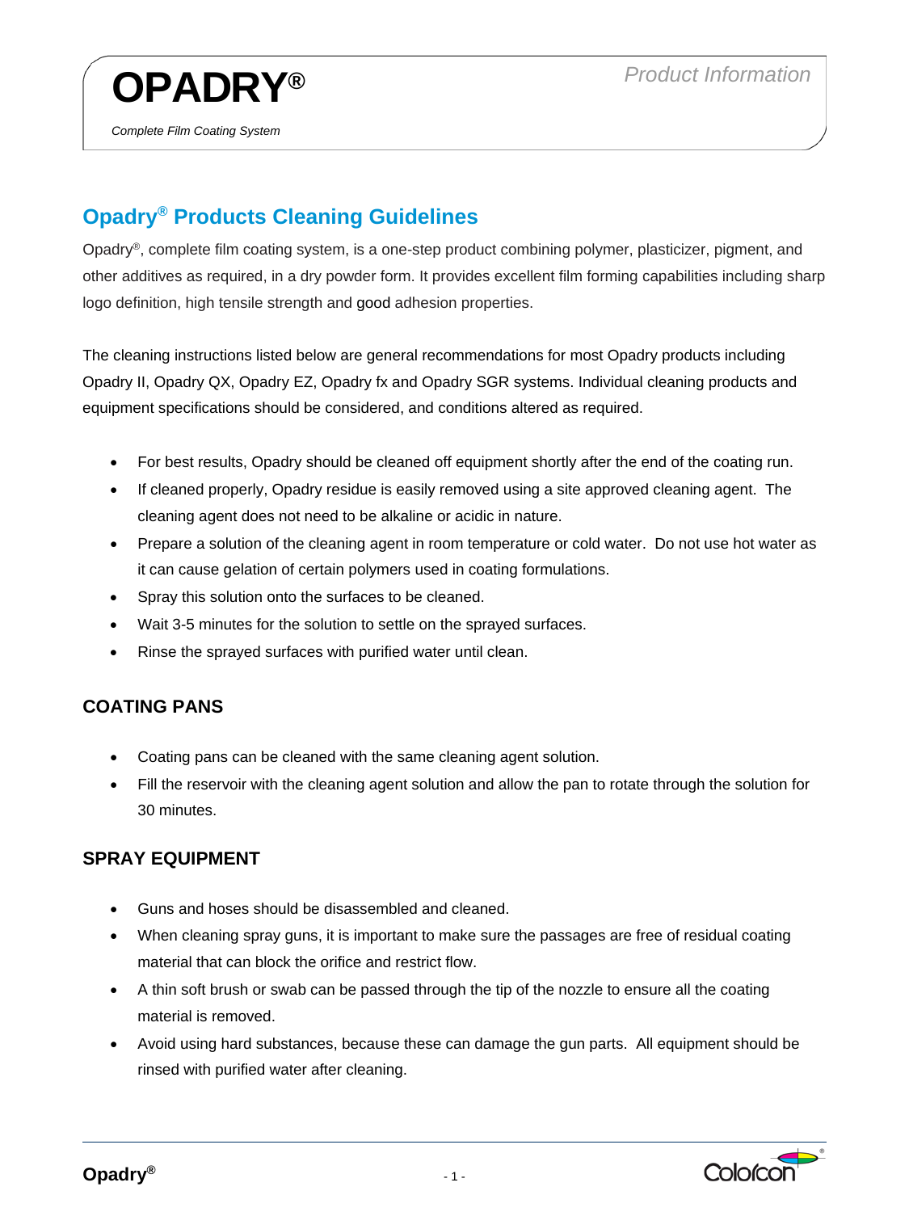# OPADRY®

*Complete Film Coating System*

*Product Information*

## Opadry® Products Cleaning Guidelines

Opadry®, complete film coating system, is a one-step product combining polymer, plasticizer, pigment, and other additives as required, in a dry powder form. It provides excellent film forming capabilities including sharp logo definition, high tensile strength and good adhesion properties.

The cleaning instructions listed below are general recommendations for most Opadry products including Opadry II, Opadry QX, Opadry EZ, Opadry fx and Opadry SGR systems. Individual cleaning products and equipment specifications should be considered, and conditions altered as required.

- For best results, Opadry should be cleaned off equipment shortly after the end of the coating run.
- If cleaned properly, Opadry residue is easily removed using a site approved cleaning agent. The cleaning agent does not need to be alkaline or acidic in nature.
- Prepare a solution of the cleaning agent in room temperature or cold water. Do not use hot water as it can cause gelation of certain polymers used in coating formulations.
- Spray this solution onto the surfaces to be cleaned.
- Wait 3-5 minutes for the solution to settle on the sprayed surfaces.
- Rinse the sprayed surfaces with purified water until clean.

### COATING PANS

- Coating pans can be cleaned with the same cleaning agent solution.
- Fill the reservoir with the cleaning agent solution and allow the pan to rotate through the solution for 30 minutes.

### SPRAY EQUIPMENT

- Guns and hoses should be disassembled and cleaned.
- When cleaning spray guns, it is important to make sure the passages are free of residual coating material that can block the orifice and restrict flow.
- A thin soft brush or swab can be passed through the tip of the nozzle to ensure all the coating material is removed.
- Avoid using hard substances, because these can damage the gun parts. All equipment should be rinsed with purified water after cleaning.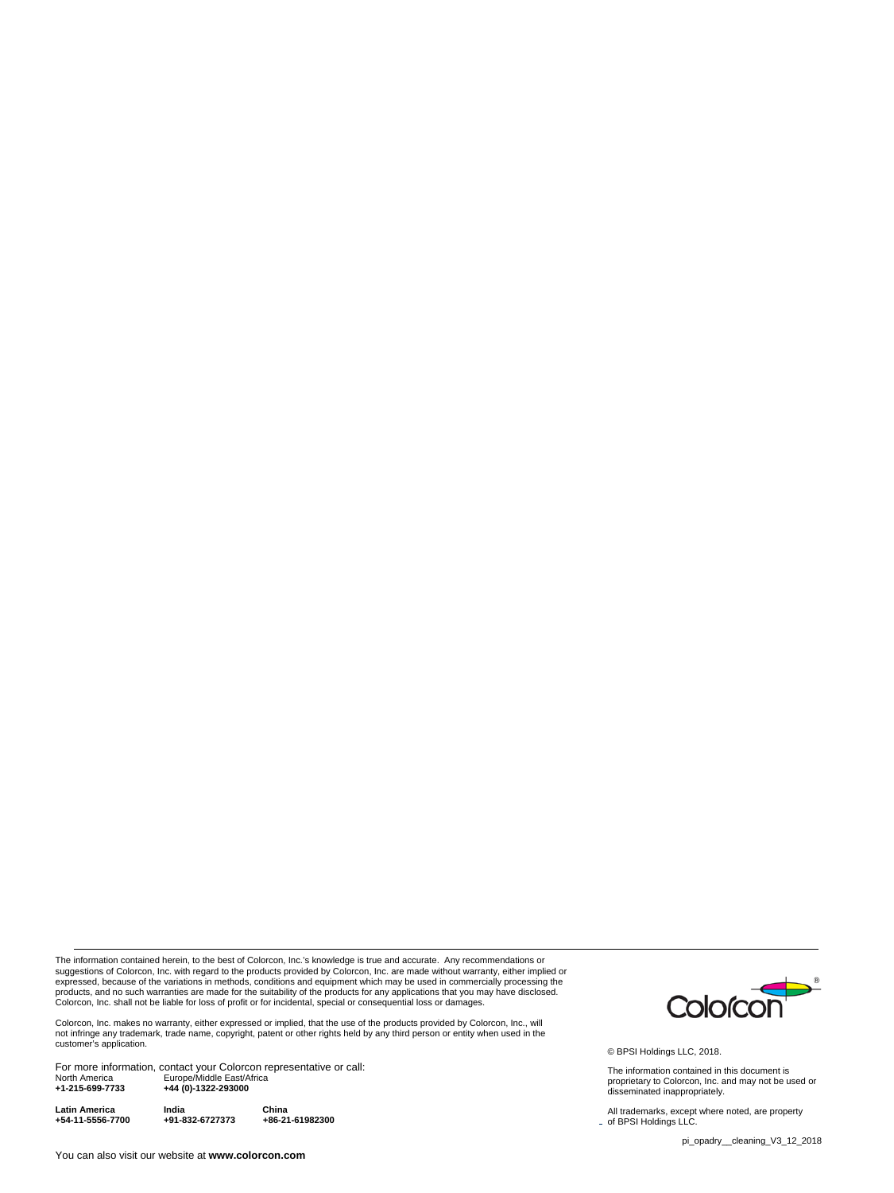The information contained herein, to the best of Colorcon, Inc.'s knowledge is true and accurate. Any recommendations or suggestions of Colorcon, Inc. with regard to the products provided by Colorcon, Inc. are made without warranty, either implied or expressed, because of the variations in methods, conditions and equipment which may be used in commercially processing the products, and no such warranties are made for the suitability of the products for any applications that you may have disclosed. Colorcon, Inc. shall not be liable for loss of profit or for incidental, special or consequential loss or damages.

Colorcon, Inc. makes no warranty, either expressed or implied, that the use of the products provided by Colorcon, Inc., will not infringe any trademark, trade name, copyright, patent or other rights held by any third person or entity when used in the customer's application.

For more information, contact your Colorcon representative or call:

| North America | Europe/Middle East/Africa | |
| --- | --- | --- |
| **+1-215-699-7733** | **+44 (0)-1322-293000** | |
| **Latin America** | **India** | **China** |
| **+54-11-5556-7700** | **+91-832-6727373** | **+86-21-61982300** |

You can also visit our website at **www.colorcon.com**

Colorcon®

© BPSI Holdings LLC, 2018.

The information contained in this document is proprietary to Colorcon, Inc. and may not be used or disseminated inappropriately.

All trademarks, except where noted, are property of BPSI Holdings LLC.

pi_opadry__cleaning_V3_12_2018